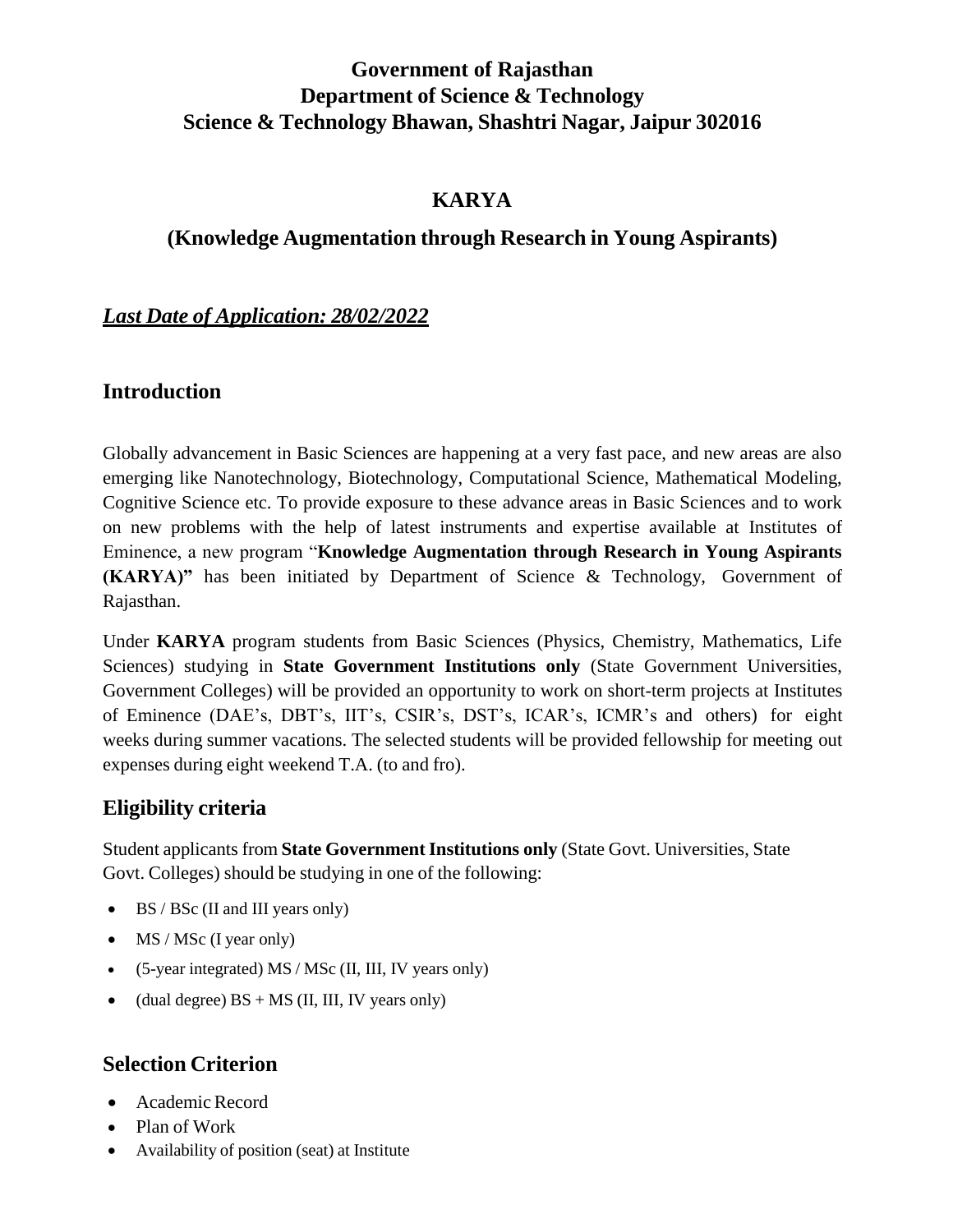**Government of Rajasthan**
**Department of Science & Technology**
**Science & Technology Bhawan, Shashtri Nagar, Jaipur 302016**

# KARYA

## (Knowledge Augmentation through Research in Young Aspirants)

***Last Date of Application: 28/02/2022***

## Introduction

Globally advancement in Basic Sciences are happening at a very fast pace, and new areas are also emerging like Nanotechnology, Biotechnology, Computational Science, Mathematical Modeling, Cognitive Science etc. To provide exposure to these advance areas in Basic Sciences and to work on new problems with the help of latest instruments and expertise available at Institutes of Eminence, a new program "**Knowledge Augmentation through Research in Young Aspirants (KARYA)"** has been initiated by Department of Science & Technology, Government of Rajasthan.

Under **KARYA** program students from Basic Sciences (Physics, Chemistry, Mathematics, Life Sciences) studying in **State Government Institutions only** (State Government Universities, Government Colleges) will be provided an opportunity to work on short-term projects at Institutes of Eminence (DAE's, DBT's, IIT's, CSIR's, DST's, ICAR's, ICMR's and others) for eight weeks during summer vacations. The selected students will be provided fellowship for meeting out expenses during eight weekend T.A. (to and fro).

## Eligibility criteria

Student applicants from **State Government Institutions only** (State Govt. Universities, State Govt. Colleges) should be studying in one of the following:

- BS / BSc (II and III years only)
- MS / MSc (I year only)
- (5-year integrated) MS / MSc (II, III, IV years only)
- (dual degree) BS + MS (II, III, IV years only)

## Selection Criterion

- Academic Record
- Plan of Work
- Availability of position (seat) at Institute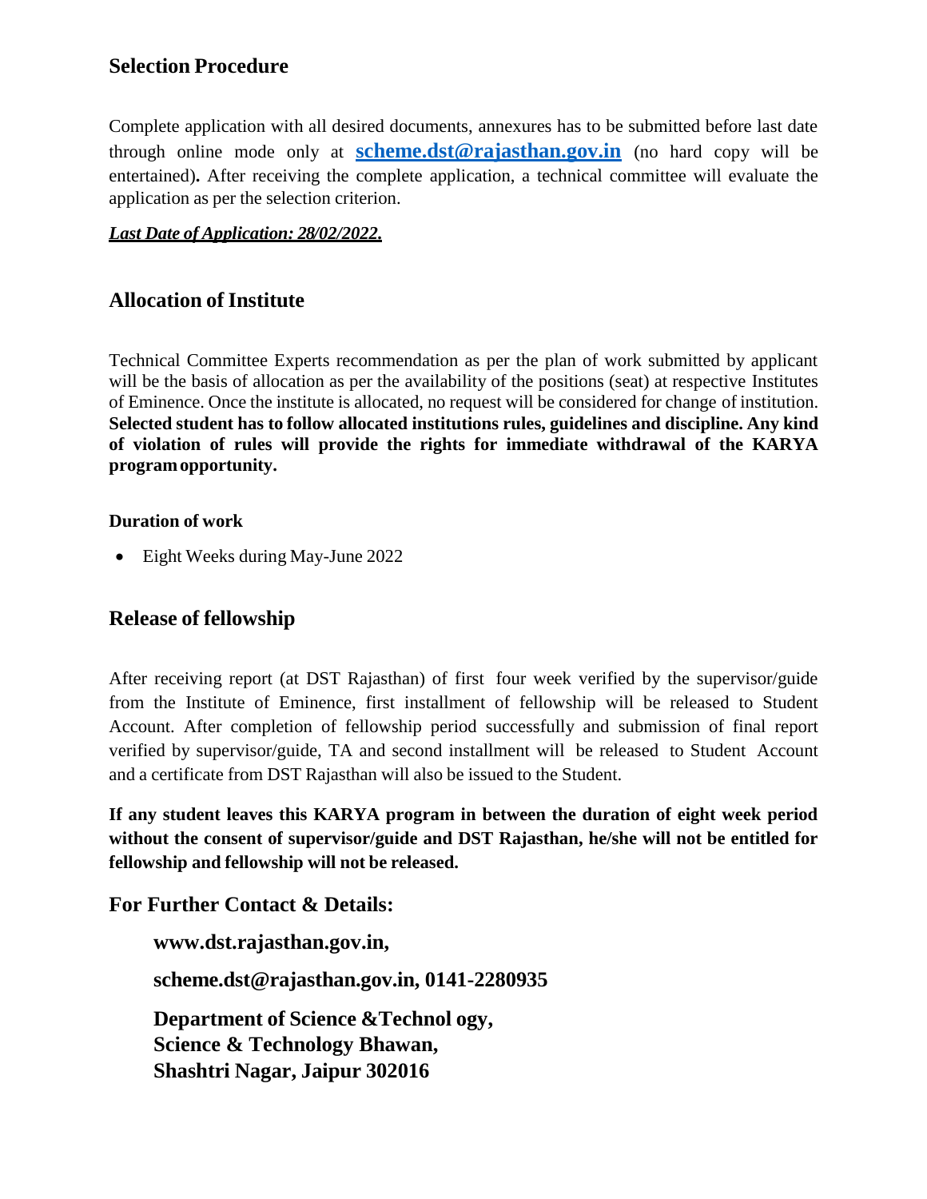## Selection Procedure

Complete application with all desired documents, annexures has to be submitted before last date through online mode only at **scheme.dst@rajasthan.gov.in** (no hard copy will be entertained)**.** After receiving the complete application, a technical committee will evaluate the application as per the selection criterion.

***Last Date of Application: 28/02/2022.***

## Allocation of Institute

Technical Committee Experts recommendation as per the plan of work submitted by applicant will be the basis of allocation as per the availability of the positions (seat) at respective Institutes of Eminence. Once the institute is allocated, no request will be considered for change of institution. **Selected student has to follow allocated institutions rules, guidelines and discipline. Any kind of violation of rules will provide the rights for immediate withdrawal of the KARYA program opportunity.**

### Duration of work

- Eight Weeks during May-June 2022

## Release of fellowship

After receiving report (at DST Rajasthan) of first four week verified by the supervisor/guide from the Institute of Eminence, first installment of fellowship will be released to Student Account. After completion of fellowship period successfully and submission of final report verified by supervisor/guide, TA and second installment will be released to Student Account and a certificate from DST Rajasthan will also be issued to the Student.

**If any student leaves this KARYA program in between the duration of eight week period without the consent of supervisor/guide and DST Rajasthan, he/she will not be entitled for fellowship and fellowship will not be released.**

## For Further Contact & Details:

**www.dst.rajasthan.gov.in,**

**scheme.dst@rajasthan.gov.in, 0141-2280935**

**Department of Science &Technol ogy,**
**Science & Technology Bhawan,**
**Shashtri Nagar, Jaipur 302016**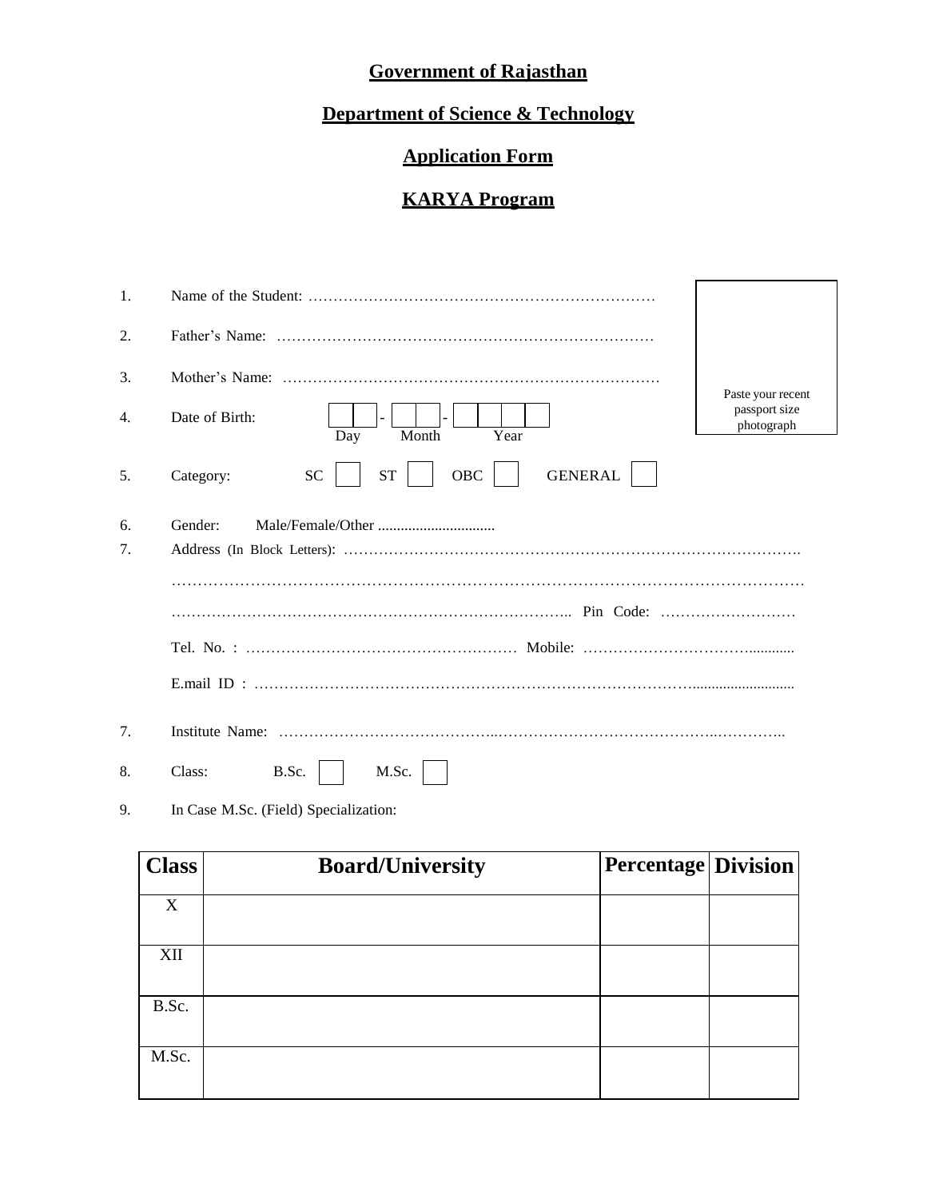# Government of Rajasthan

## Department of Science & Technology

## Application Form

## KARYA Program

Paste your recent passport size photograph

1. Name of the Student: ……………………………………………………………
2. Father's Name: ……………………………………………………………………
3. Mother's Name: ……………………………………………………………………
4. Date of Birth: ☐☐ - ☐☐ - ☐☐☐☐ (Day - Month - Year)
5. Category: SC ☐ ST ☐ OBC ☐ GENERAL ☐
6. Gender: Male/Female/Other ...............................
7. Address (In Block Letters): ……………………………………………………………………………….

   …………………………………………………………………………………………………………

   ……………………………………………………………………….. Pin Code: ………………………

   Tel. No. : ……………………………………………… Mobile: ……………………………...........

   E.mail ID : …………………………………………………………………………….........................

7. Institute Name: …………………………………...……………………………………..…………..
8. Class: B.Sc. ☐ M.Sc. ☐
9. In Case M.Sc. (Field) Specialization:

| Class | Board/University | Percentage | Division |
|---|---|---|---|
| X | | | |
| XII | | | |
| B.Sc. | | | |
| M.Sc. | | | |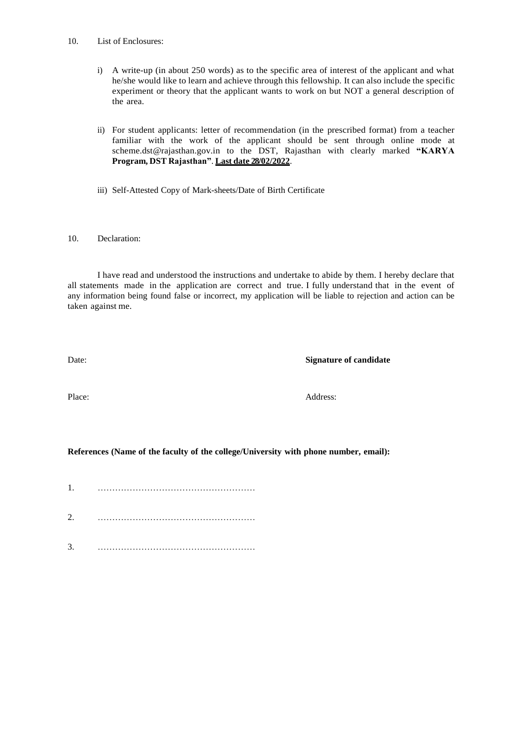10. List of Enclosures:

i) A write-up (in about 250 words) as to the specific area of interest of the applicant and what he/she would like to learn and achieve through this fellowship. It can also include the specific experiment or theory that the applicant wants to work on but NOT a general description of the area.

ii) For student applicants: letter of recommendation (in the prescribed format) from a teacher familiar with the work of the applicant should be sent through online mode at scheme.dst@rajasthan.gov.in to the DST, Rajasthan with clearly marked **"KARYA Program, DST Rajasthan"**. **Last date 28/02/2022**.

iii) Self-Attested Copy of Mark-sheets/Date of Birth Certificate

10. Declaration:

I have read and understood the instructions and undertake to abide by them. I hereby declare that all statements made in the application are correct and true. I fully understand that in the event of any information being found false or incorrect, my application will be liable to rejection and action can be taken against me.

Date: **Signature of candidate**

Place: Address:

**References (Name of the faculty of the college/University with phone number, email):**

1. ……………………………………………

2. ……………………………………………

3. ……………………………………………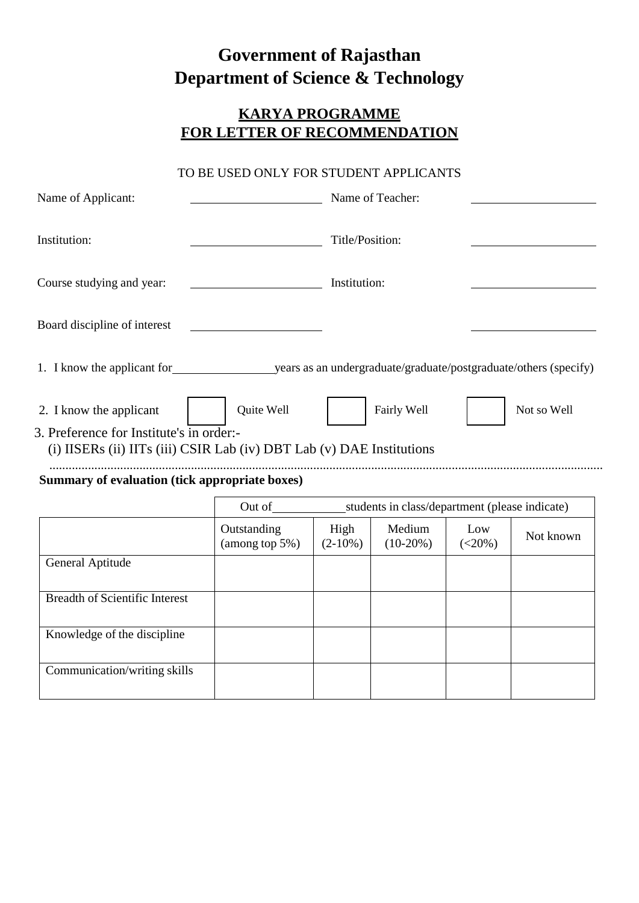# Government of Rajasthan
# Department of Science & Technology

## KARYA PROGRAMME
## FOR LETTER OF RECOMMENDATION

TO BE USED ONLY FOR STUDENT APPLICANTS

Name of Applicant: ____________________ Name of Teacher: ____________________

Institution: ____________________ Title/Position: ____________________

Course studying and year: ____________________ Institution: ____________________

Board discipline of interest ____________________ ____________________

1. I know the applicant for ________________ years as an undergraduate/graduate/postgraduate/others (specify)

2. I know the applicant ☐ Quite Well ☐ Fairly Well ☐ Not so Well

3. Preference for Institute's in order:-
   (i) IISERs (ii) IITs (iii) CSIR Lab (iv) DBT Lab (v) DAE Institutions

..........................................................................................................................................................

**Summary of evaluation (tick appropriate boxes)**

| | Out of ________ students in class/department (please indicate) | | | | |
|---|---|---|---|---|---|
| | Outstanding (among top 5%) | High (2-10%) | Medium (10-20%) | Low (<20%) | Not known |
| General Aptitude | | | | | |
| Breadth of Scientific Interest | | | | | |
| Knowledge of the discipline | | | | | |
| Communication/writing skills | | | | | |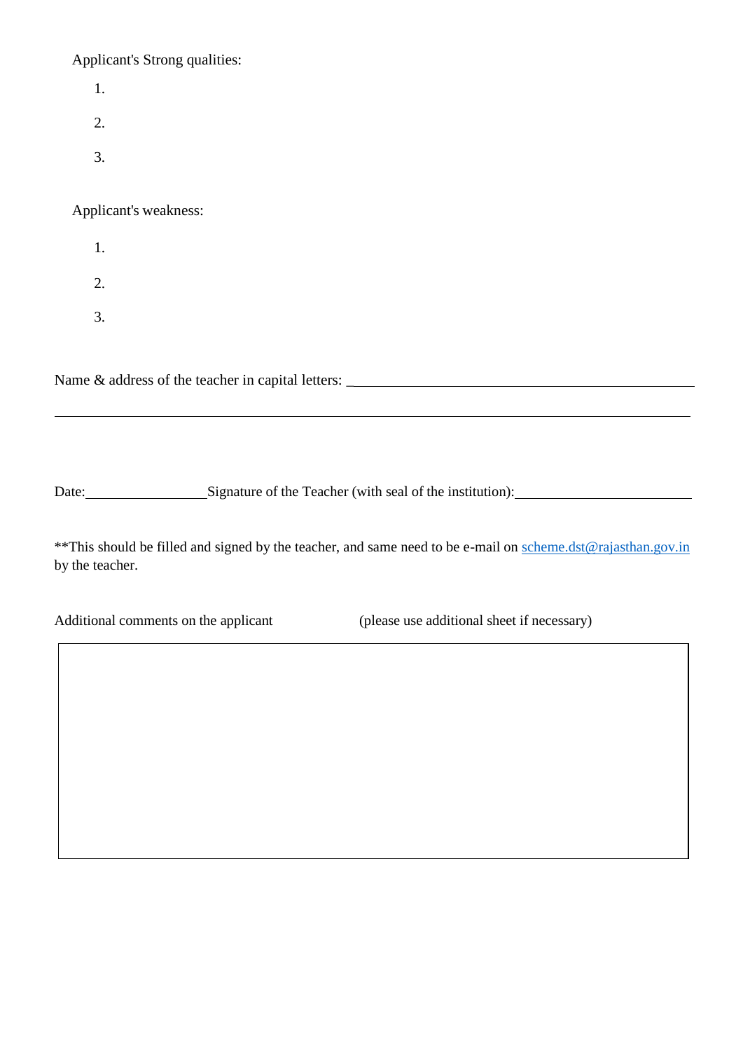Applicant's Strong qualities:

1.
2.
3.

Applicant's weakness:

1.
2.
3.

Name & address of the teacher in capital letters: ______________________________________________

______________________________________________________________________________

Date:________________ Signature of the Teacher (with seal of the institution):______________________

**This should be filled and signed by the teacher, and same need to be e-mail on scheme.dst@rajasthan.gov.in by the teacher.

Additional comments on the applicant (please use additional sheet if necessary)

| |
|---|
| |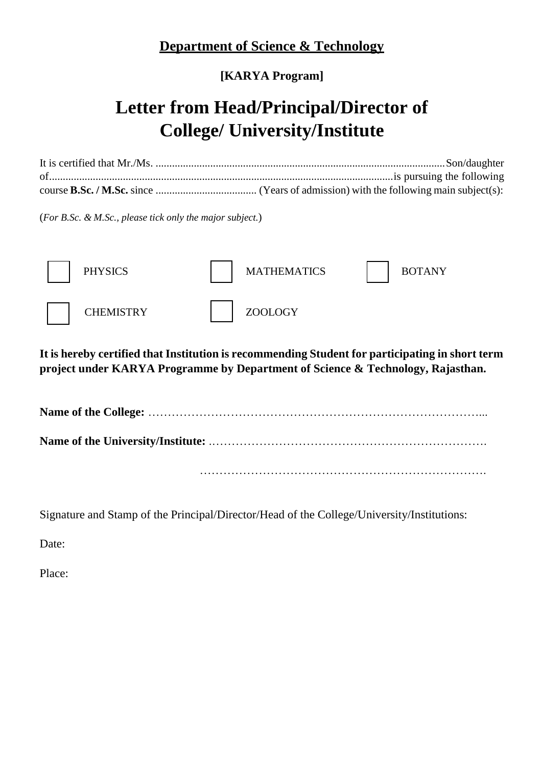**<u>Department of Science & Technology</u>**

**[KARYA Program]**

# Letter from Head/Principal/Director of College/ University/Institute

It is certified that Mr./Ms. ........................................................................................................ Son/daughter of............................................................................................................................ is pursuing the following course **B.Sc. / M.Sc.** since ..................................... (Years of admission) with the following main subject(s):

(*For B.Sc. & M.Sc., please tick only the major subject.*)

☐ PHYSICS ☐ MATHEMATICS ☐ BOTANY

☐ CHEMISTRY ☐ ZOOLOGY

**It is hereby certified that Institution is recommending Student for participating in short term project under KARYA Programme by Department of Science & Technology, Rajasthan.**

**Name of the College:** ……………………………………………………………………………...

**Name of the University/Institute:** ……………………………………………………………….

……………………………………………………………….

Signature and Stamp of the Principal/Director/Head of the College/University/Institutions:

Date:

Place: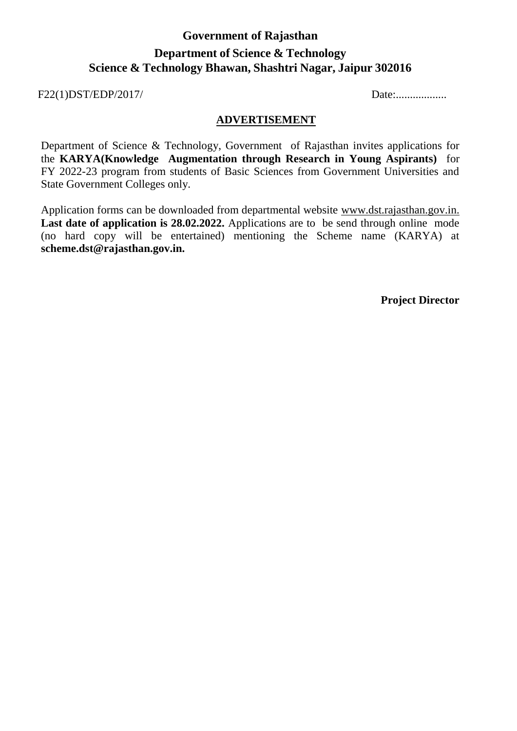# Government of Rajasthan

## Department of Science & Technology

## Science & Technology Bhawan, Shashtri Nagar, Jaipur 302016

F22(1)DST/EDP/2017/ Date:..................

### ADVERTISEMENT

Department of Science & Technology, Government of Rajasthan invites applications for the **KARYA(Knowledge Augmentation through Research in Young Aspirants)** for FY 2022-23 program from students of Basic Sciences from Government Universities and State Government Colleges only.

Application forms can be downloaded from departmental website www.dst.rajasthan.gov.in. **Last date of application is 28.02.2022.** Applications are to be send through online mode (no hard copy will be entertained) mentioning the Scheme name (KARYA) at **scheme.dst@rajasthan.gov.in.**

**Project Director**